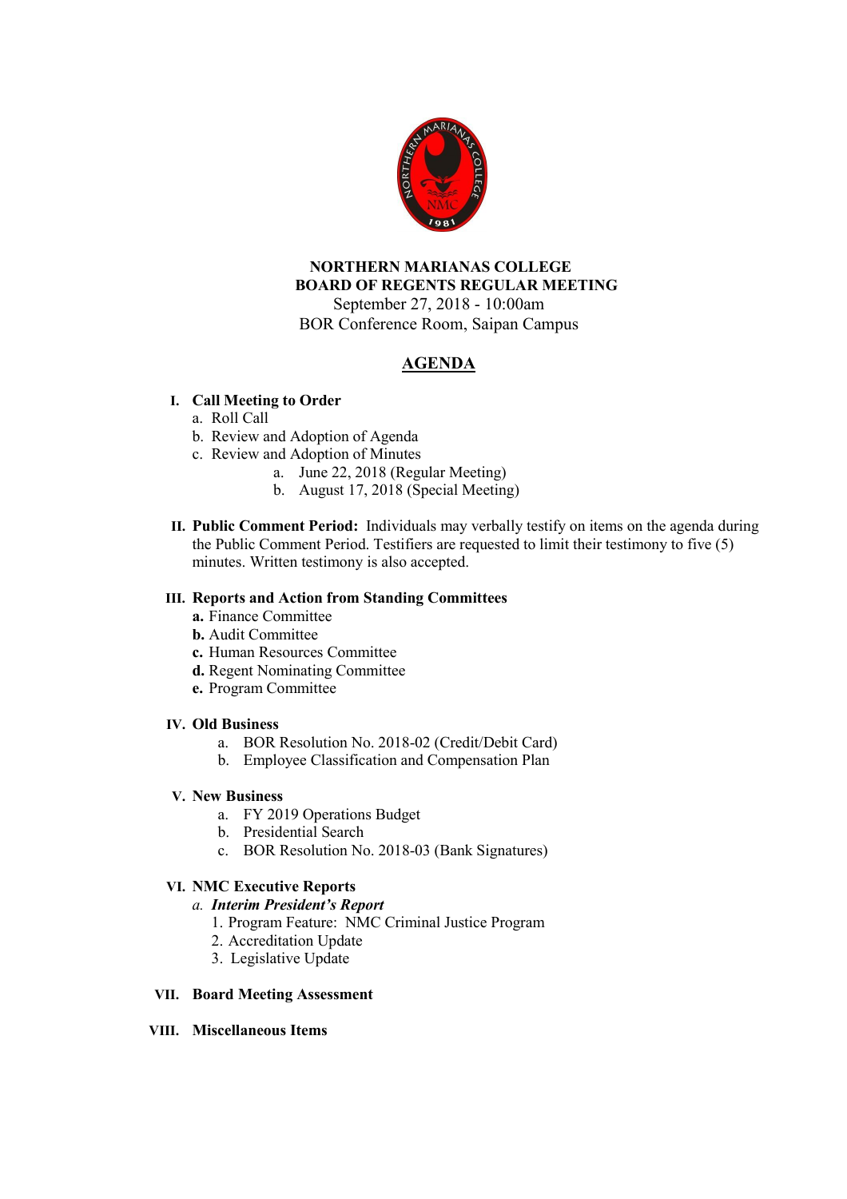# NORTHERN MARIANAS COLLEGE
## BOARD OF REGENTS REGULAR MEETING

September 27, 2018 - 10:00am
BOR Conference Room, Saipan Campus

## AGENDA

**I. Call Meeting to Order**
- a. Roll Call
- b. Review and Adoption of Agenda
- c. Review and Adoption of Minutes
  - a. June 22, 2018 (Regular Meeting)
  - b. August 17, 2018 (Special Meeting)

**II. Public Comment Period:** Individuals may verbally testify on items on the agenda during the Public Comment Period. Testifiers are requested to limit their testimony to five (5) minutes. Written testimony is also accepted.

**III. Reports and Action from Standing Committees**
- **a.** Finance Committee
- **b.** Audit Committee
- **c.** Human Resources Committee
- **d.** Regent Nominating Committee
- **e.** Program Committee

**IV. Old Business**
- a. BOR Resolution No. 2018-02 (Credit/Debit Card)
- b. Employee Classification and Compensation Plan

**V. New Business**
- a. FY 2019 Operations Budget
- b. Presidential Search
- c. BOR Resolution No. 2018-03 (Bank Signatures)

**VI. NMC Executive Reports**
- *a. **Interim President's Report***
  1. Program Feature: NMC Criminal Justice Program
  2. Accreditation Update
  3. Legislative Update

**VII. Board Meeting Assessment**

**VIII. Miscellaneous Items**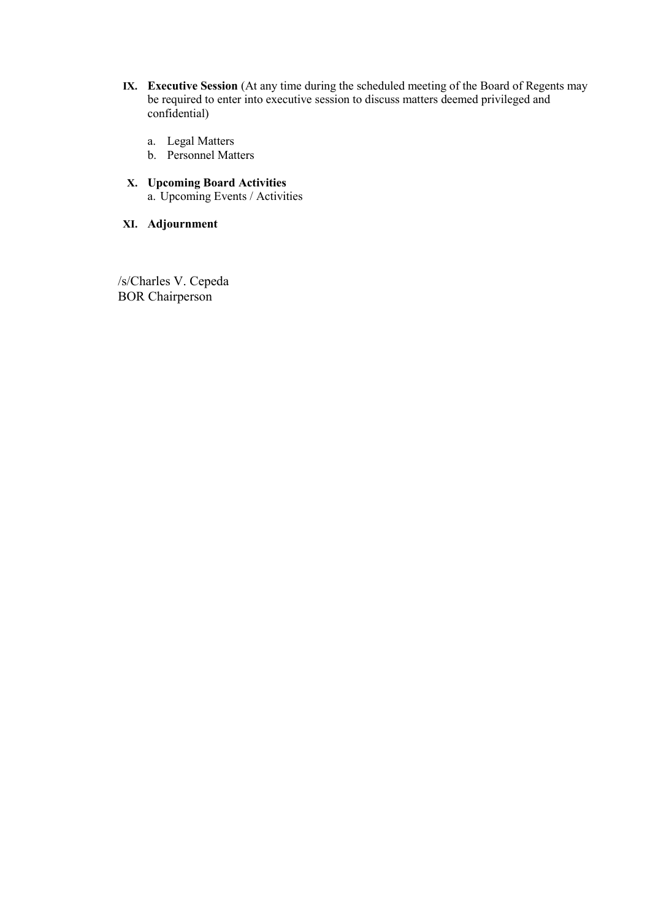IX. **Executive Session** (At any time during the scheduled meeting of the Board of Regents may be required to enter into executive session to discuss matters deemed privileged and confidential)

   a. Legal Matters
   b. Personnel Matters

X. **Upcoming Board Activities**
   a. Upcoming Events / Activities

XI. **Adjournment**

/s/Charles V. Cepeda
BOR Chairperson